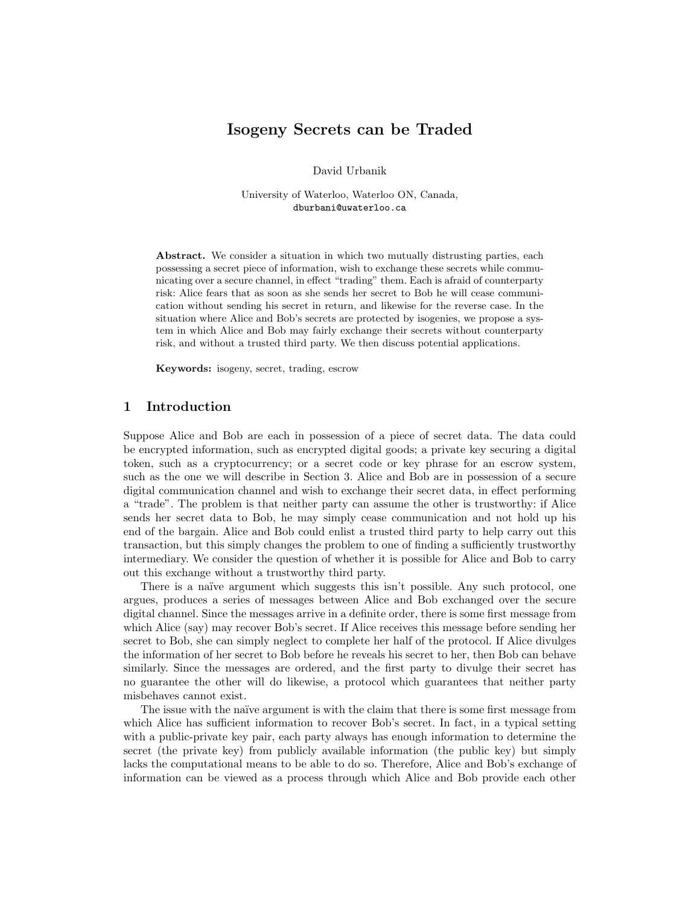# Isogeny Secrets can be Traded

David Urbanik

University of Waterloo, Waterloo ON, Canada,
dburbani@uwaterloo.ca

**Abstract.** We consider a situation in which two mutually distrusting parties, each possessing a secret piece of information, wish to exchange these secrets while communicating over a secure channel, in effect "trading" them. Each is afraid of counterparty risk: Alice fears that as soon as she sends her secret to Bob he will cease communication without sending his secret in return, and likewise for the reverse case. In the situation where Alice and Bob's secrets are protected by isogenies, we propose a system in which Alice and Bob may fairly exchange their secrets without counterparty risk, and without a trusted third party. We then discuss potential applications.

**Keywords:** isogeny, secret, trading, escrow

## 1 Introduction

Suppose Alice and Bob are each in possession of a piece of secret data. The data could be encrypted information, such as encrypted digital goods; a private key securing a digital token, such as a cryptocurrency; or a secret code or key phrase for an escrow system, such as the one we will describe in Section 3. Alice and Bob are in possession of a secure digital communication channel and wish to exchange their secret data, in effect performing a "trade". The problem is that neither party can assume the other is trustworthy: if Alice sends her secret data to Bob, he may simply cease communication and not hold up his end of the bargain. Alice and Bob could enlist a trusted third party to help carry out this transaction, but this simply changes the problem to one of finding a sufficiently trustworthy intermediary. We consider the question of whether it is possible for Alice and Bob to carry out this exchange without a trustworthy third party.

There is a naïve argument which suggests this isn't possible. Any such protocol, one argues, produces a series of messages between Alice and Bob exchanged over the secure digital channel. Since the messages arrive in a definite order, there is some first message from which Alice (say) may recover Bob's secret. If Alice receives this message before sending her secret to Bob, she can simply neglect to complete her half of the protocol. If Alice divulges the information of her secret to Bob before he reveals his secret to her, then Bob can behave similarly. Since the messages are ordered, and the first party to divulge their secret has no guarantee the other will do likewise, a protocol which guarantees that neither party misbehaves cannot exist.

The issue with the naïve argument is with the claim that there is some first message from which Alice has sufficient information to recover Bob's secret. In fact, in a typical setting with a public-private key pair, each party always has enough information to determine the secret (the private key) from publicly available information (the public key) but simply lacks the computational means to be able to do so. Therefore, Alice and Bob's exchange of information can be viewed as a process through which Alice and Bob provide each other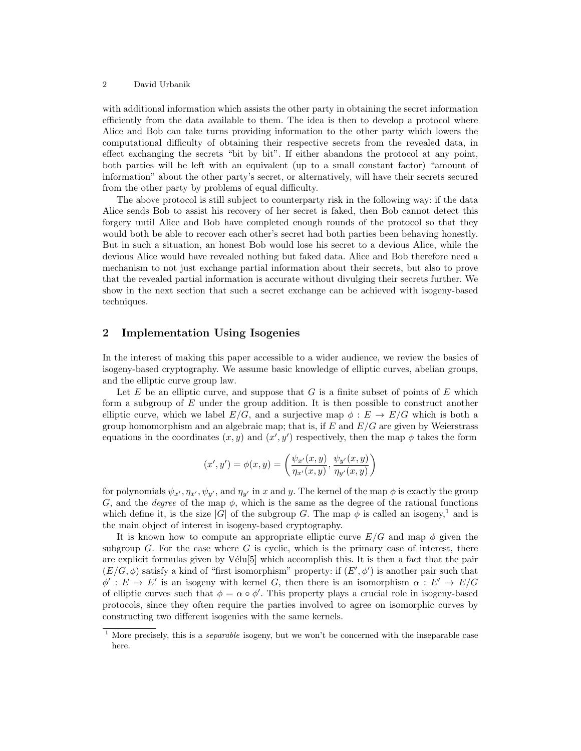with additional information which assists the other party in obtaining the secret information efficiently from the data available to them. The idea is then to develop a protocol where Alice and Bob can take turns providing information to the other party which lowers the computational difficulty of obtaining their respective secrets from the revealed data, in effect exchanging the secrets "bit by bit". If either abandons the protocol at any point, both parties will be left with an equivalent (up to a small constant factor) "amount of information" about the other party's secret, or alternatively, will have their secrets secured from the other party by problems of equal difficulty.

The above protocol is still subject to counterparty risk in the following way: if the data Alice sends Bob to assist his recovery of her secret is faked, then Bob cannot detect this forgery until Alice and Bob have completed enough rounds of the protocol so that they would both be able to recover each other's secret had both parties been behaving honestly. But in such a situation, an honest Bob would lose his secret to a devious Alice, while the devious Alice would have revealed nothing but faked data. Alice and Bob therefore need a mechanism to not just exchange partial information about their secrets, but also to prove that the revealed partial information is accurate without divulging their secrets further. We show in the next section that such a secret exchange can be achieved with isogeny-based techniques.

## 2 Implementation Using Isogenies

In the interest of making this paper accessible to a wider audience, we review the basics of isogeny-based cryptography. We assume basic knowledge of elliptic curves, abelian groups, and the elliptic curve group law.

Let $E$ be an elliptic curve, and suppose that $G$ is a finite subset of points of $E$ which form a subgroup of $E$ under the group addition. It is then possible to construct another elliptic curve, which we label $E/G$, and a surjective map $\phi : E \to E/G$ which is both a group homomorphism and an algebraic map; that is, if $E$ and $E/G$ are given by Weierstrass equations in the coordinates $(x, y)$ and $(x', y')$ respectively, then the map $\phi$ takes the form

$$(x', y') = \phi(x, y) = \left( \frac{\psi_{x'}(x, y)}{\eta_{x'}(x, y)}, \frac{\psi_{y'}(x, y)}{\eta_{y'}(x, y)} \right)$$

for polynomials $\psi_{x'}, \eta_{x'}, \psi_{y'}$, and $\eta_{y'}$ in $x$ and $y$. The kernel of the map $\phi$ is exactly the group $G$, and the *degree* of the map $\phi$, which is the same as the degree of the rational functions which define it, is the size $|G|$ of the subgroup $G$. The map $\phi$ is called an isogeny,[1] and is the main object of interest in isogeny-based cryptography.

It is known how to compute an appropriate elliptic curve $E/G$ and map $\phi$ given the subgroup $G$. For the case where $G$ is cyclic, which is the primary case of interest, there are explicit formulas given by Vélu[5] which accomplish this. It is then a fact that the pair $(E/G, \phi)$ satisfy a kind of "first isomorphism" property: if $(E', \phi')$ is another pair such that $\phi' : E \to E'$ is an isogeny with kernel $G$, then there is an isomorphism $\alpha : E' \to E/G$ of elliptic curves such that $\phi = \alpha \circ \phi'$. This property plays a crucial role in isogeny-based protocols, since they often require the parties involved to agree on isomorphic curves by constructing two different isogenies with the same kernels.

[1] More precisely, this is a *separable* isogeny, but we won't be concerned with the inseparable case here.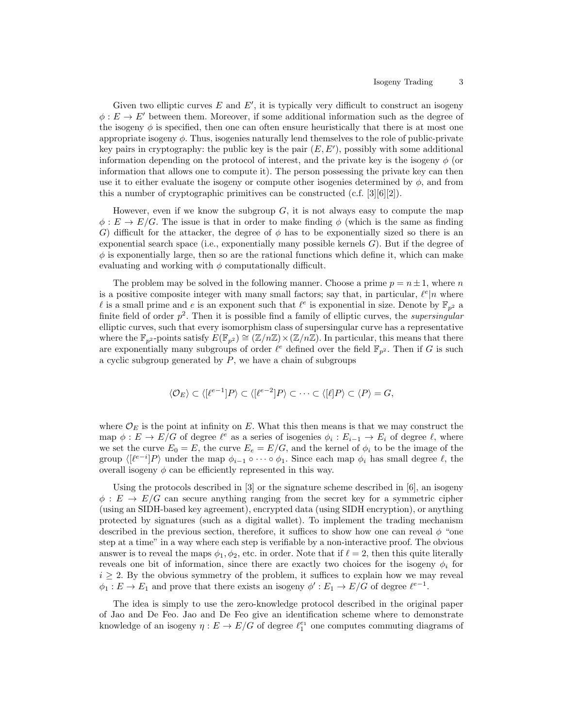Given two elliptic curves $E$ and $E'$, it is typically very difficult to construct an isogeny $\phi : E \to E'$ between them. Moreover, if some additional information such as the degree of the isogeny $\phi$ is specified, then one can often ensure heuristically that there is at most one appropriate isogeny $\phi$. Thus, isogenies naturally lend themselves to the role of public-private key pairs in cryptography: the public key is the pair $(E, E')$, possibly with some additional information depending on the protocol of interest, and the private key is the isogeny $\phi$ (or information that allows one to compute it). The person possessing the private key can then use it to either evaluate the isogeny or compute other isogenies determined by $\phi$, and from this a number of cryptographic primitives can be constructed (c.f. [3][6][2]).

However, even if we know the subgroup $G$, it is not always easy to compute the map $\phi : E \to E/G$. The issue is that in order to make finding $\phi$ (which is the same as finding $G$) difficult for the attacker, the degree of $\phi$ has to be exponentially sized so there is an exponential search space (i.e., exponentially many possible kernels $G$). But if the degree of $\phi$ is exponentially large, then so are the rational functions which define it, which can make evaluating and working with $\phi$ computationally difficult.

The problem may be solved in the following manner. Choose a prime $p = n \pm 1$, where $n$ is a positive composite integer with many small factors; say that, in particular, $\ell^e | n$ where $\ell$ is a small prime and $e$ is an exponent such that $\ell^e$ is exponential in size. Denote by $\mathbb{F}_{p^2}$ a finite field of order $p^2$. Then it is possible find a family of elliptic curves, the *supersingular* elliptic curves, such that every isomorphism class of supersingular curve has a representative where the $\mathbb{F}_{p^2}$-points satisfy $E(\mathbb{F}_{p^2}) \cong (\mathbb{Z}/n\mathbb{Z}) \times (\mathbb{Z}/n\mathbb{Z})$. In particular, this means that there are exponentially many subgroups of order $\ell^e$ defined over the field $\mathbb{F}_{p^2}$. Then if $G$ is such a cyclic subgroup generated by $P$, we have a chain of subgroups

$$\langle \mathcal{O}_E \rangle \subset \langle [\ell^{e-1}]P \rangle \subset \langle [\ell^{e-2}]P \rangle \subset \cdots \subset \langle [\ell]P \rangle \subset \langle P \rangle = G,$$

where $\mathcal{O}_E$ is the point at infinity on $E$. What this then means is that we may construct the map $\phi : E \to E/G$ of degree $\ell^e$ as a series of isogenies $\phi_i : E_{i-1} \to E_i$ of degree $\ell$, where we set the curve $E_0 = E$, the curve $E_e = E/G$, and the kernel of $\phi_i$ to be the image of the group $\langle [\ell^{e-i}]P \rangle$ under the map $\phi_{i-1} \circ \cdots \circ \phi_1$. Since each map $\phi_i$ has small degree $\ell$, the overall isogeny $\phi$ can be efficiently represented in this way.

Using the protocols described in [3] or the signature scheme described in [6], an isogeny $\phi : E \to E/G$ can secure anything ranging from the secret key for a symmetric cipher (using an SIDH-based key agreement), encrypted data (using SIDH encryption), or anything protected by signatures (such as a digital wallet). To implement the trading mechanism described in the previous section, therefore, it suffices to show how one can reveal $\phi$ "one step at a time" in a way where each step is verifiable by a non-interactive proof. The obvious answer is to reveal the maps $\phi_1, \phi_2$, etc. in order. Note that if $\ell = 2$, then this quite literally reveals one bit of information, since there are exactly two choices for the isogeny $\phi_i$ for $i \geq 2$. By the obvious symmetry of the problem, it suffices to explain how we may reveal $\phi_1 : E \to E_1$ and prove that there exists an isogeny $\phi' : E_1 \to E/G$ of degree $\ell^{e-1}$.

The idea is simply to use the zero-knowledge protocol described in the original paper of Jao and De Feo. Jao and De Feo give an identification scheme where to demonstrate knowledge of an isogeny $\eta : E \to E/G$ of degree $\ell_1^{e_1}$ one computes commuting diagrams of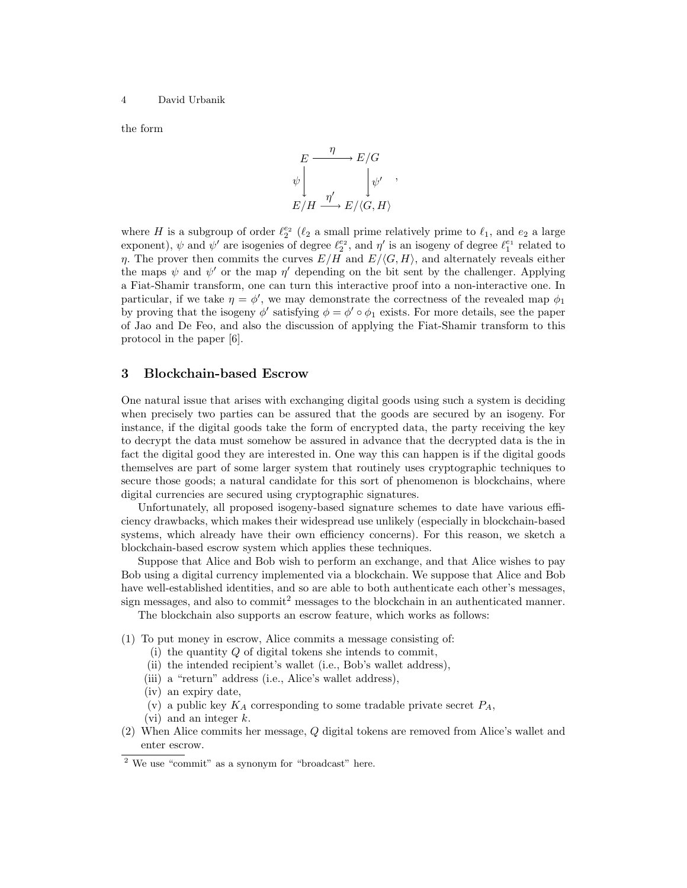the form

$$
\begin{array}{ccc}
E & \xrightarrow{\eta} & E/G \\
\psi \downarrow & & \downarrow \psi' \\
E/H & \xrightarrow{\eta'} & E/\langle G, H\rangle
\end{array},
$$

where $H$ is a subgroup of order $\ell_2^{e_2}$ ($\ell_2$ a small prime relatively prime to $\ell_1$, and $e_2$ a large exponent), $\psi$ and $\psi'$ are isogenies of degree $\ell_2^{e_2}$, and $\eta'$ is an isogeny of degree $\ell_1^{e_1}$ related to $\eta$. The prover then commits the curves $E/H$ and $E/\langle G, H\rangle$, and alternately reveals either the maps $\psi$ and $\psi'$ or the map $\eta'$ depending on the bit sent by the challenger. Applying a Fiat-Shamir transform, one can turn this interactive proof into a non-interactive one. In particular, if we take $\eta = \phi'$, we may demonstrate the correctness of the revealed map $\phi_1$ by proving that the isogeny $\phi'$ satisfying $\phi = \phi' \circ \phi_1$ exists. For more details, see the paper of Jao and De Feo, and also the discussion of applying the Fiat-Shamir transform to this protocol in the paper [6].

## 3 Blockchain-based Escrow

One natural issue that arises with exchanging digital goods using such a system is deciding when precisely two parties can be assured that the goods are secured by an isogeny. For instance, if the digital goods take the form of encrypted data, the party receiving the key to decrypt the data must somehow be assured in advance that the decrypted data is the in fact the digital good they are interested in. One way this can happen is if the digital goods themselves are part of some larger system that routinely uses cryptographic techniques to secure those goods; a natural candidate for this sort of phenomenon is blockchains, where digital currencies are secured using cryptographic signatures.

Unfortunately, all proposed isogeny-based signature schemes to date have various efficiency drawbacks, which makes their widespread use unlikely (especially in blockchain-based systems, which already have their own efficiency concerns). For this reason, we sketch a blockchain-based escrow system which applies these techniques.

Suppose that Alice and Bob wish to perform an exchange, and that Alice wishes to pay Bob using a digital currency implemented via a blockchain. We suppose that Alice and Bob have well-established identities, and so are able to both authenticate each other's messages, sign messages, and also to commit[2] messages to the blockchain in an authenticated manner.

The blockchain also supports an escrow feature, which works as follows:

(1) To put money in escrow, Alice commits a message consisting of:
  - (i) the quantity $Q$ of digital tokens she intends to commit,
  - (ii) the intended recipient's wallet (i.e., Bob's wallet address),
  - (iii) a "return" address (i.e., Alice's wallet address),
  - (iv) an expiry date,
  - (v) a public key $K_A$ corresponding to some tradable private secret $P_A$,
  - (vi) and an integer $k$.

(2) When Alice commits her message, $Q$ digital tokens are removed from Alice's wallet and enter escrow.

[2] We use "commit" as a synonym for "broadcast" here.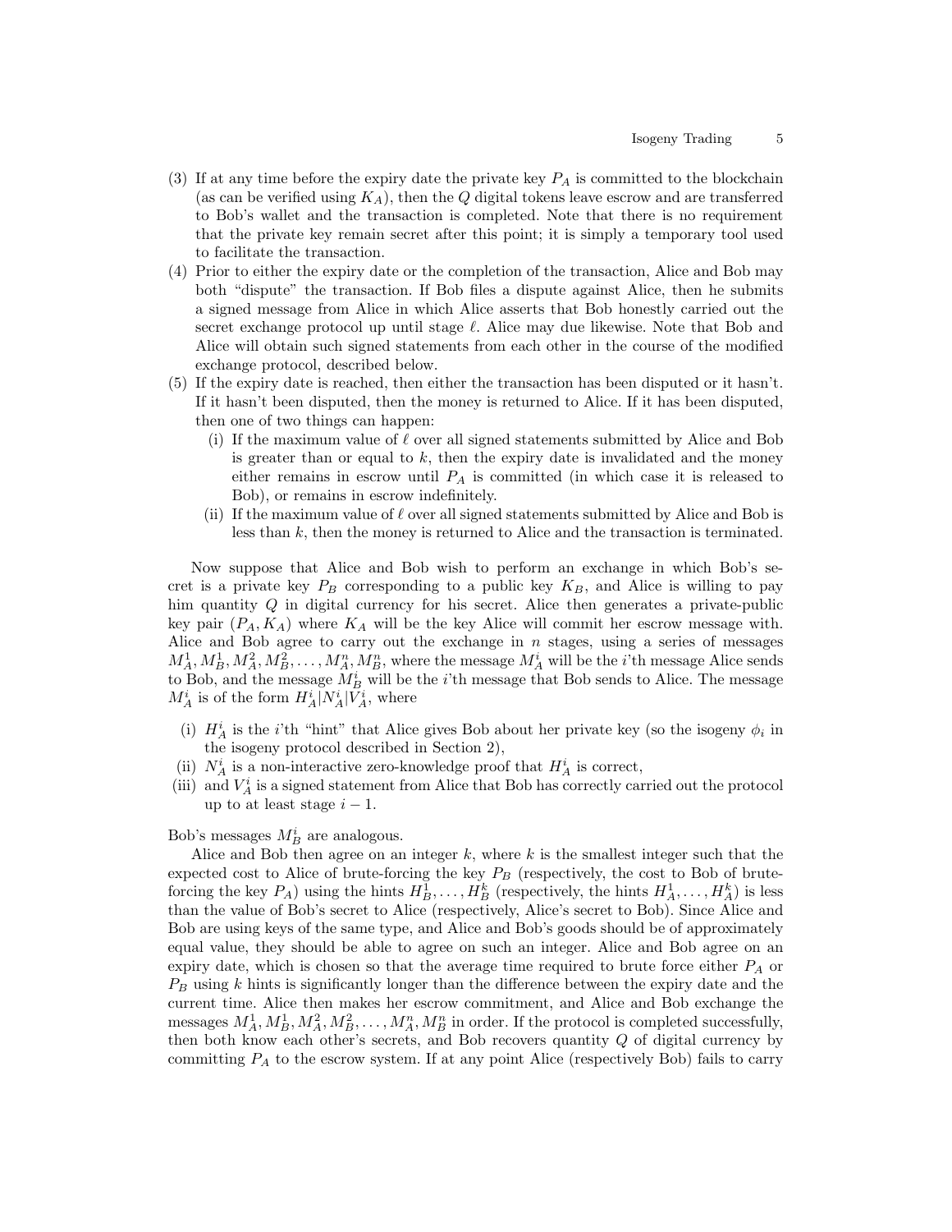(3) If at any time before the expiry date the private key $P_A$ is committed to the blockchain (as can be verified using $K_A$), then the $Q$ digital tokens leave escrow and are transferred to Bob's wallet and the transaction is completed. Note that there is no requirement that the private key remain secret after this point; it is simply a temporary tool used to facilitate the transaction.
(4) Prior to either the expiry date or the completion of the transaction, Alice and Bob may both "dispute" the transaction. If Bob files a dispute against Alice, then he submits a signed message from Alice in which Alice asserts that Bob honestly carried out the secret exchange protocol up until stage $\ell$. Alice may due likewise. Note that Bob and Alice will obtain such signed statements from each other in the course of the modified exchange protocol, described below.
(5) If the expiry date is reached, then either the transaction has been disputed or it hasn't. If it hasn't been disputed, then the money is returned to Alice. If it has been disputed, then one of two things can happen:
   (i) If the maximum value of $\ell$ over all signed statements submitted by Alice and Bob is greater than or equal to $k$, then the expiry date is invalidated and the money either remains in escrow until $P_A$ is committed (in which case it is released to Bob), or remains in escrow indefinitely.
   (ii) If the maximum value of $\ell$ over all signed statements submitted by Alice and Bob is less than $k$, then the money is returned to Alice and the transaction is terminated.

Now suppose that Alice and Bob wish to perform an exchange in which Bob's secret is a private key $P_B$ corresponding to a public key $K_B$, and Alice is willing to pay him quantity $Q$ in digital currency for his secret. Alice then generates a private-public key pair $(P_A, K_A)$ where $K_A$ will be the key Alice will commit her escrow message with. Alice and Bob agree to carry out the exchange in $n$ stages, using a series of messages $M_A^1, M_B^1, M_A^2, M_B^2, \ldots, M_A^n, M_B^n$, where the message $M_A^i$ will be the $i$'th message Alice sends to Bob, and the message $M_B^i$ will be the $i$'th message that Bob sends to Alice. The message $M_A^i$ is of the form $H_A^i|N_A^i|V_A^i$, where

(i) $H_A^i$ is the $i$'th "hint" that Alice gives Bob about her private key (so the isogeny $\phi_i$ in the isogeny protocol described in Section 2),
(ii) $N_A^i$ is a non-interactive zero-knowledge proof that $H_A^i$ is correct,
(iii) and $V_A^i$ is a signed statement from Alice that Bob has correctly carried out the protocol up to at least stage $i-1$.

Bob's messages $M_B^i$ are analogous.

Alice and Bob then agree on an integer $k$, where $k$ is the smallest integer such that the expected cost to Alice of brute-forcing the key $P_B$ (respectively, the cost to Bob of brute-forcing the key $P_A$) using the hints $H_B^1, \ldots, H_B^k$ (respectively, the hints $H_A^1, \ldots, H_A^k$) is less than the value of Bob's secret to Alice (respectively, Alice's secret to Bob). Since Alice and Bob are using keys of the same type, and Alice and Bob's goods should be of approximately equal value, they should be able to agree on such an integer. Alice and Bob agree on an expiry date, which is chosen so that the average time required to brute force either $P_A$ or $P_B$ using $k$ hints is significantly longer than the difference between the expiry date and the current time. Alice then makes her escrow commitment, and Alice and Bob exchange the messages $M_A^1, M_B^1, M_A^2, M_B^2, \ldots, M_A^n, M_B^n$ in order. If the protocol is completed successfully, then both know each other's secrets, and Bob recovers quantity $Q$ of digital currency by committing $P_A$ to the escrow system. If at any point Alice (respectively Bob) fails to carry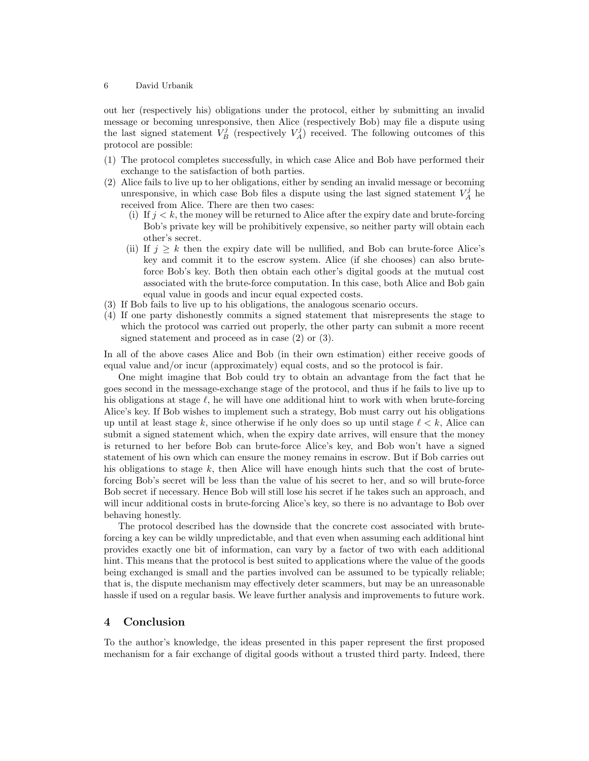out her (respectively his) obligations under the protocol, either by submitting an invalid message or becoming unresponsive, then Alice (respectively Bob) may file a dispute using the last signed statement $V_B^j$ (respectively $V_A^j$) received. The following outcomes of this protocol are possible:

(1) The protocol completes successfully, in which case Alice and Bob have performed their exchange to the satisfaction of both parties.
(2) Alice fails to live up to her obligations, either by sending an invalid message or becoming unresponsive, in which case Bob files a dispute using the last signed statement $V_A^j$ he received from Alice. There are then two cases:
    (i) If $j < k$, the money will be returned to Alice after the expiry date and brute-forcing Bob's private key will be prohibitively expensive, so neither party will obtain each other's secret.
    (ii) If $j \geq k$ then the expiry date will be nullified, and Bob can brute-force Alice's key and commit it to the escrow system. Alice (if she chooses) can also brute-force Bob's key. Both then obtain each other's digital goods at the mutual cost associated with the brute-force computation. In this case, both Alice and Bob gain equal value in goods and incur equal expected costs.
(3) If Bob fails to live up to his obligations, the analogous scenario occurs.
(4) If one party dishonestly commits a signed statement that misrepresents the stage to which the protocol was carried out properly, the other party can submit a more recent signed statement and proceed as in case (2) or (3).

In all of the above cases Alice and Bob (in their own estimation) either receive goods of equal value and/or incur (approximately) equal costs, and so the protocol is fair.

One might imagine that Bob could try to obtain an advantage from the fact that he goes second in the message-exchange stage of the protocol, and thus if he fails to live up to his obligations at stage $\ell$, he will have one additional hint to work with when brute-forcing Alice's key. If Bob wishes to implement such a strategy, Bob must carry out his obligations up until at least stage $k$, since otherwise if he only does so up until stage $\ell < k$, Alice can submit a signed statement which, when the expiry date arrives, will ensure that the money is returned to her before Bob can brute-force Alice's key, and Bob won't have a signed statement of his own which can ensure the money remains in escrow. But if Bob carries out his obligations to stage $k$, then Alice will have enough hints such that the cost of brute-forcing Bob's secret will be less than the value of his secret to her, and so will brute-force Bob secret if necessary. Hence Bob will still lose his secret if he takes such an approach, and will incur additional costs in brute-forcing Alice's key, so there is no advantage to Bob over behaving honestly.

The protocol described has the downside that the concrete cost associated with brute-forcing a key can be wildly unpredictable, and that even when assuming each additional hint provides exactly one bit of information, can vary by a factor of two with each additional hint. This means that the protocol is best suited to applications where the value of the goods being exchanged is small and the parties involved can be assumed to be typically reliable; that is, the dispute mechanism may effectively deter scammers, but may be an unreasonable hassle if used on a regular basis. We leave further analysis and improvements to future work.

## 4 Conclusion

To the author's knowledge, the ideas presented in this paper represent the first proposed mechanism for a fair exchange of digital goods without a trusted third party. Indeed, there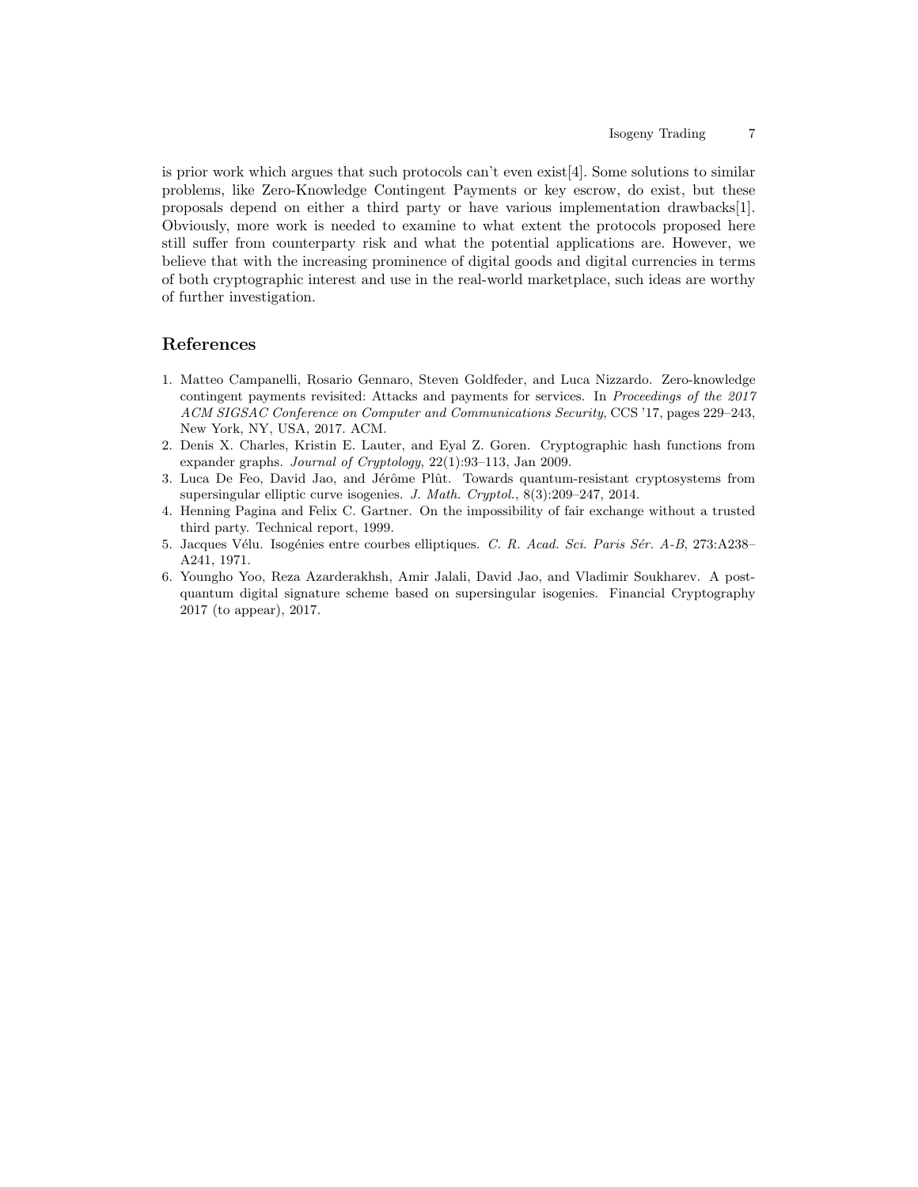is prior work which argues that such protocols can't even exist[4]. Some solutions to similar problems, like Zero-Knowledge Contingent Payments or key escrow, do exist, but these proposals depend on either a third party or have various implementation drawbacks[1]. Obviously, more work is needed to examine to what extent the protocols proposed here still suffer from counterparty risk and what the potential applications are. However, we believe that with the increasing prominence of digital goods and digital currencies in terms of both cryptographic interest and use in the real-world marketplace, such ideas are worthy of further investigation.

## References

1. Matteo Campanelli, Rosario Gennaro, Steven Goldfeder, and Luca Nizzardo. Zero-knowledge contingent payments revisited: Attacks and payments for services. In *Proceedings of the 2017 ACM SIGSAC Conference on Computer and Communications Security*, CCS '17, pages 229–243, New York, NY, USA, 2017. ACM.
2. Denis X. Charles, Kristin E. Lauter, and Eyal Z. Goren. Cryptographic hash functions from expander graphs. *Journal of Cryptology*, 22(1):93–113, Jan 2009.
3. Luca De Feo, David Jao, and Jérôme Plût. Towards quantum-resistant cryptosystems from supersingular elliptic curve isogenies. *J. Math. Cryptol.*, 8(3):209–247, 2014.
4. Henning Pagina and Felix C. Gartner. On the impossibility of fair exchange without a trusted third party. Technical report, 1999.
5. Jacques Vélu. Isogénies entre courbes elliptiques. *C. R. Acad. Sci. Paris Sér. A-B*, 273:A238–A241, 1971.
6. Youngho Yoo, Reza Azarderakhsh, Amir Jalali, David Jao, and Vladimir Soukharev. A post-quantum digital signature scheme based on supersingular isogenies. Financial Cryptography 2017 (to appear), 2017.